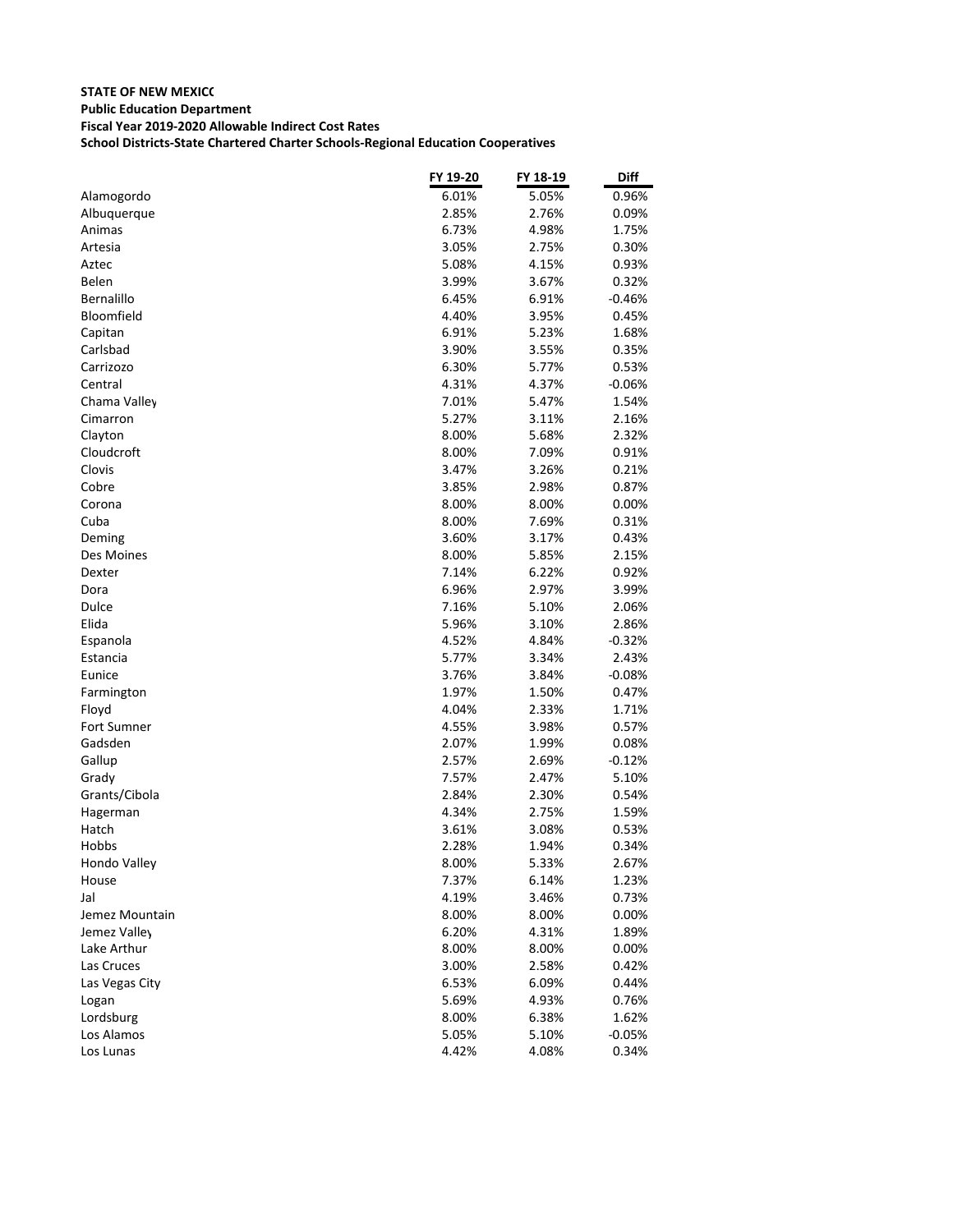**STATE OF NEW MEXICO**
**Public Education Department**
**Fiscal Year 2019-2020 Allowable Indirect Cost Rates**
**School Districts-State Chartered Charter Schools-Regional Education Cooperatives**

| | FY 19-20 | FY 18-19 | Diff |
|---|---|---|---|
| Alamogordo | 6.01% | 5.05% | 0.96% |
| Albuquerque | 2.85% | 2.76% | 0.09% |
| Animas | 6.73% | 4.98% | 1.75% |
| Artesia | 3.05% | 2.75% | 0.30% |
| Aztec | 5.08% | 4.15% | 0.93% |
| Belen | 3.99% | 3.67% | 0.32% |
| Bernalillo | 6.45% | 6.91% | -0.46% |
| Bloomfield | 4.40% | 3.95% | 0.45% |
| Capitan | 6.91% | 5.23% | 1.68% |
| Carlsbad | 3.90% | 3.55% | 0.35% |
| Carrizozo | 6.30% | 5.77% | 0.53% |
| Central | 4.31% | 4.37% | -0.06% |
| Chama Valley | 7.01% | 5.47% | 1.54% |
| Cimarron | 5.27% | 3.11% | 2.16% |
| Clayton | 8.00% | 5.68% | 2.32% |
| Cloudcroft | 8.00% | 7.09% | 0.91% |
| Clovis | 3.47% | 3.26% | 0.21% |
| Cobre | 3.85% | 2.98% | 0.87% |
| Corona | 8.00% | 8.00% | 0.00% |
| Cuba | 8.00% | 7.69% | 0.31% |
| Deming | 3.60% | 3.17% | 0.43% |
| Des Moines | 8.00% | 5.85% | 2.15% |
| Dexter | 7.14% | 6.22% | 0.92% |
| Dora | 6.96% | 2.97% | 3.99% |
| Dulce | 7.16% | 5.10% | 2.06% |
| Elida | 5.96% | 3.10% | 2.86% |
| Espanola | 4.52% | 4.84% | -0.32% |
| Estancia | 5.77% | 3.34% | 2.43% |
| Eunice | 3.76% | 3.84% | -0.08% |
| Farmington | 1.97% | 1.50% | 0.47% |
| Floyd | 4.04% | 2.33% | 1.71% |
| Fort Sumner | 4.55% | 3.98% | 0.57% |
| Gadsden | 2.07% | 1.99% | 0.08% |
| Gallup | 2.57% | 2.69% | -0.12% |
| Grady | 7.57% | 2.47% | 5.10% |
| Grants/Cibola | 2.84% | 2.30% | 0.54% |
| Hagerman | 4.34% | 2.75% | 1.59% |
| Hatch | 3.61% | 3.08% | 0.53% |
| Hobbs | 2.28% | 1.94% | 0.34% |
| Hondo Valley | 8.00% | 5.33% | 2.67% |
| House | 7.37% | 6.14% | 1.23% |
| Jal | 4.19% | 3.46% | 0.73% |
| Jemez Mountain | 8.00% | 8.00% | 0.00% |
| Jemez Valley | 6.20% | 4.31% | 1.89% |
| Lake Arthur | 8.00% | 8.00% | 0.00% |
| Las Cruces | 3.00% | 2.58% | 0.42% |
| Las Vegas City | 6.53% | 6.09% | 0.44% |
| Logan | 5.69% | 4.93% | 0.76% |
| Lordsburg | 8.00% | 6.38% | 1.62% |
| Los Alamos | 5.05% | 5.10% | -0.05% |
| Los Lunas | 4.42% | 4.08% | 0.34% |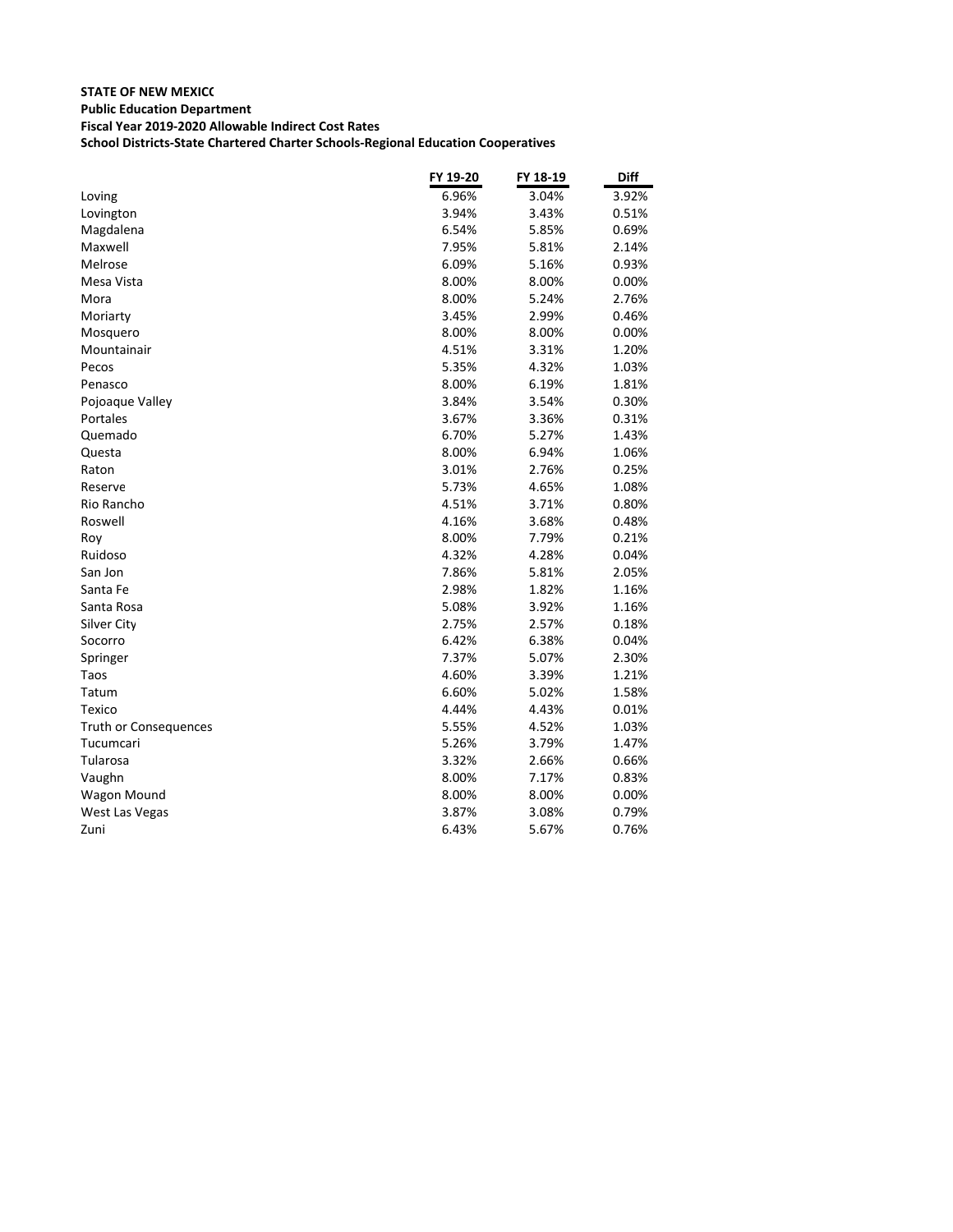**STATE OF NEW MEXICO**
**Public Education Department**
**Fiscal Year 2019-2020 Allowable Indirect Cost Rates**
**School Districts-State Chartered Charter Schools-Regional Education Cooperatives**

| | FY 19-20 | FY 18-19 | Diff |
|---|---|---|---|
| Loving | 6.96% | 3.04% | 3.92% |
| Lovington | 3.94% | 3.43% | 0.51% |
| Magdalena | 6.54% | 5.85% | 0.69% |
| Maxwell | 7.95% | 5.81% | 2.14% |
| Melrose | 6.09% | 5.16% | 0.93% |
| Mesa Vista | 8.00% | 8.00% | 0.00% |
| Mora | 8.00% | 5.24% | 2.76% |
| Moriarty | 3.45% | 2.99% | 0.46% |
| Mosquero | 8.00% | 8.00% | 0.00% |
| Mountainair | 4.51% | 3.31% | 1.20% |
| Pecos | 5.35% | 4.32% | 1.03% |
| Penasco | 8.00% | 6.19% | 1.81% |
| Pojoaque Valley | 3.84% | 3.54% | 0.30% |
| Portales | 3.67% | 3.36% | 0.31% |
| Quemado | 6.70% | 5.27% | 1.43% |
| Questa | 8.00% | 6.94% | 1.06% |
| Raton | 3.01% | 2.76% | 0.25% |
| Reserve | 5.73% | 4.65% | 1.08% |
| Rio Rancho | 4.51% | 3.71% | 0.80% |
| Roswell | 4.16% | 3.68% | 0.48% |
| Roy | 8.00% | 7.79% | 0.21% |
| Ruidoso | 4.32% | 4.28% | 0.04% |
| San Jon | 7.86% | 5.81% | 2.05% |
| Santa Fe | 2.98% | 1.82% | 1.16% |
| Santa Rosa | 5.08% | 3.92% | 1.16% |
| Silver City | 2.75% | 2.57% | 0.18% |
| Socorro | 6.42% | 6.38% | 0.04% |
| Springer | 7.37% | 5.07% | 2.30% |
| Taos | 4.60% | 3.39% | 1.21% |
| Tatum | 6.60% | 5.02% | 1.58% |
| Texico | 4.44% | 4.43% | 0.01% |
| Truth or Consequences | 5.55% | 4.52% | 1.03% |
| Tucumcari | 5.26% | 3.79% | 1.47% |
| Tularosa | 3.32% | 2.66% | 0.66% |
| Vaughn | 8.00% | 7.17% | 0.83% |
| Wagon Mound | 8.00% | 8.00% | 0.00% |
| West Las Vegas | 3.87% | 3.08% | 0.79% |
| Zuni | 6.43% | 5.67% | 0.76% |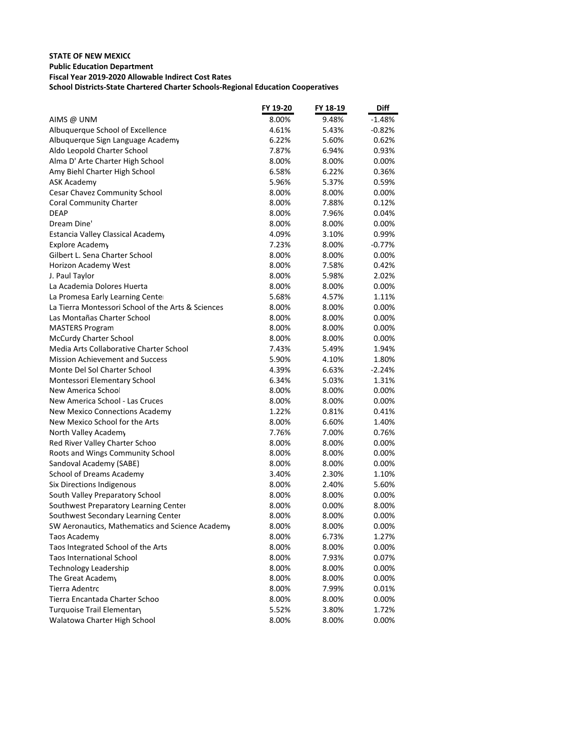**STATE OF NEW MEXICO**

**Public Education Department**

**Fiscal Year 2019-2020 Allowable Indirect Cost Rates**

**School Districts-State Chartered Charter Schools-Regional Education Cooperatives**

| | FY 19-20 | FY 18-19 | Diff |
|---|---|---|---|
| AIMS @ UNM | 8.00% | 9.48% | -1.48% |
| Albuquerque School of Excellence | 4.61% | 5.43% | -0.82% |
| Albuquerque Sign Language Academy | 6.22% | 5.60% | 0.62% |
| Aldo Leopold Charter School | 7.87% | 6.94% | 0.93% |
| Alma D' Arte Charter High School | 8.00% | 8.00% | 0.00% |
| Amy Biehl Charter High School | 6.58% | 6.22% | 0.36% |
| ASK Academy | 5.96% | 5.37% | 0.59% |
| Cesar Chavez Community School | 8.00% | 8.00% | 0.00% |
| Coral Community Charter | 8.00% | 7.88% | 0.12% |
| DEAP | 8.00% | 7.96% | 0.04% |
| Dream Dine' | 8.00% | 8.00% | 0.00% |
| Estancia Valley Classical Academy | 4.09% | 3.10% | 0.99% |
| Explore Academy | 7.23% | 8.00% | -0.77% |
| Gilbert L. Sena Charter School | 8.00% | 8.00% | 0.00% |
| Horizon Academy West | 8.00% | 7.58% | 0.42% |
| J. Paul Taylor | 8.00% | 5.98% | 2.02% |
| La Academia Dolores Huerta | 8.00% | 8.00% | 0.00% |
| La Promesa Early Learning Center | 5.68% | 4.57% | 1.11% |
| La Tierra Montessori School of the Arts & Sciences | 8.00% | 8.00% | 0.00% |
| Las Montañas Charter School | 8.00% | 8.00% | 0.00% |
| MASTERS Program | 8.00% | 8.00% | 0.00% |
| McCurdy Charter School | 8.00% | 8.00% | 0.00% |
| Media Arts Collaborative Charter School | 7.43% | 5.49% | 1.94% |
| Mission Achievement and Success | 5.90% | 4.10% | 1.80% |
| Monte Del Sol Charter School | 4.39% | 6.63% | -2.24% |
| Montessori Elementary School | 6.34% | 5.03% | 1.31% |
| New America School | 8.00% | 8.00% | 0.00% |
| New America School - Las Cruces | 8.00% | 8.00% | 0.00% |
| New Mexico Connections Academy | 1.22% | 0.81% | 0.41% |
| New Mexico School for the Arts | 8.00% | 6.60% | 1.40% |
| North Valley Academy | 7.76% | 7.00% | 0.76% |
| Red River Valley Charter School | 8.00% | 8.00% | 0.00% |
| Roots and Wings Community School | 8.00% | 8.00% | 0.00% |
| Sandoval Academy (SABE) | 8.00% | 8.00% | 0.00% |
| School of Dreams Academy | 3.40% | 2.30% | 1.10% |
| Six Directions Indigenous | 8.00% | 2.40% | 5.60% |
| South Valley Preparatory School | 8.00% | 8.00% | 0.00% |
| Southwest Preparatory Learning Center | 8.00% | 0.00% | 8.00% |
| Southwest Secondary Learning Center | 8.00% | 8.00% | 0.00% |
| SW Aeronautics, Mathematics and Science Academy | 8.00% | 8.00% | 0.00% |
| Taos Academy | 8.00% | 6.73% | 1.27% |
| Taos Integrated School of the Arts | 8.00% | 8.00% | 0.00% |
| Taos International School | 8.00% | 7.93% | 0.07% |
| Technology Leadership | 8.00% | 8.00% | 0.00% |
| The Great Academy | 8.00% | 8.00% | 0.00% |
| Tierra Adentro | 8.00% | 7.99% | 0.01% |
| Tierra Encantada Charter School | 8.00% | 8.00% | 0.00% |
| Turquoise Trail Elementary | 5.52% | 3.80% | 1.72% |
| Walatowa Charter High School | 8.00% | 8.00% | 0.00% |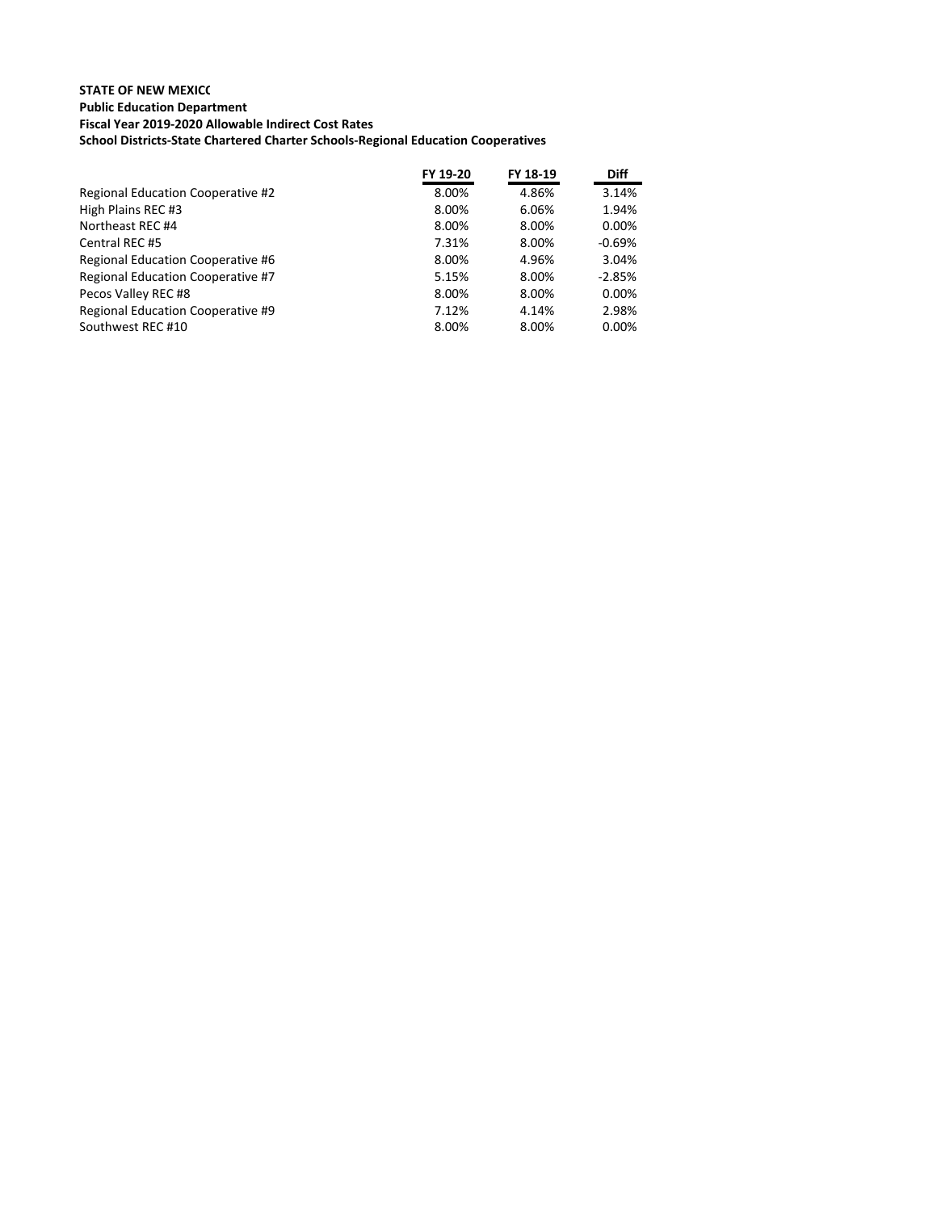**STATE OF NEW MEXICO**
**Public Education Department**
**Fiscal Year 2019-2020 Allowable Indirect Cost Rates**
**School Districts-State Chartered Charter Schools-Regional Education Cooperatives**

| | FY 19-20 | FY 18-19 | Diff |
|---|---|---|---|
| Regional Education Cooperative #2 | 8.00% | 4.86% | 3.14% |
| High Plains REC #3 | 8.00% | 6.06% | 1.94% |
| Northeast REC #4 | 8.00% | 8.00% | 0.00% |
| Central REC #5 | 7.31% | 8.00% | -0.69% |
| Regional Education Cooperative #6 | 8.00% | 4.96% | 3.04% |
| Regional Education Cooperative #7 | 5.15% | 8.00% | -2.85% |
| Pecos Valley REC #8 | 8.00% | 8.00% | 0.00% |
| Regional Education Cooperative #9 | 7.12% | 4.14% | 2.98% |
| Southwest REC #10 | 8.00% | 8.00% | 0.00% |